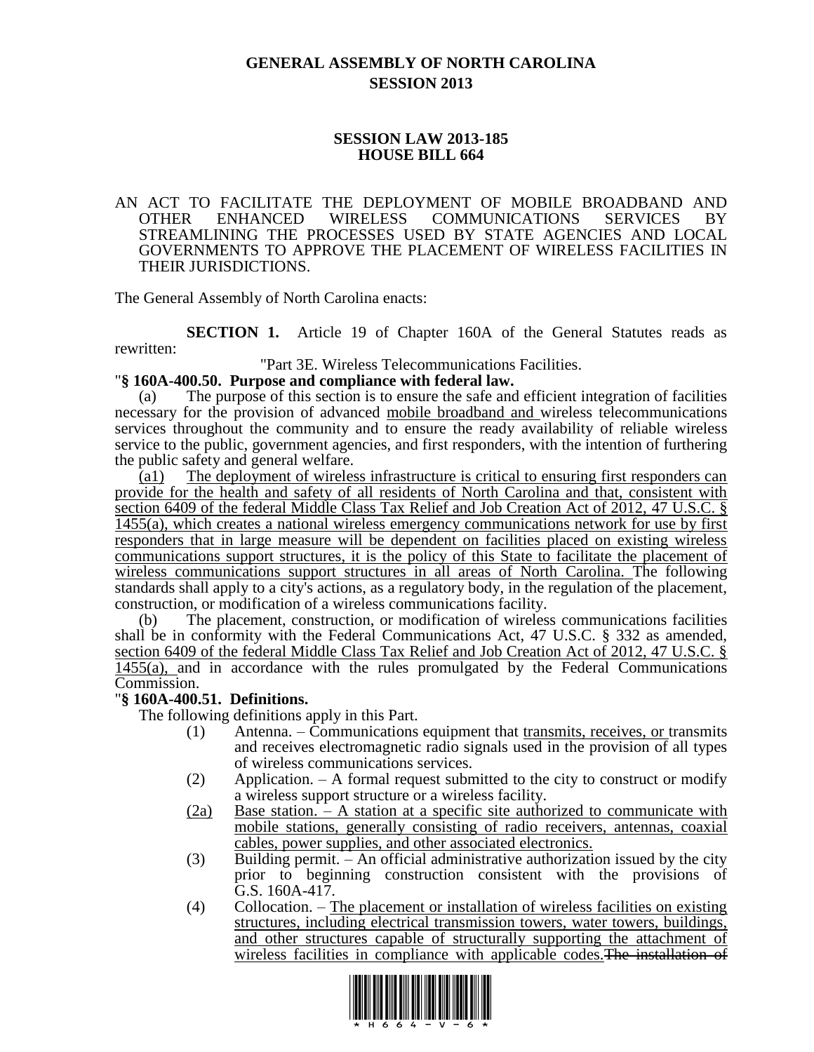# GENERAL ASSEMBLY OF NORTH CAROLINA
# SESSION 2013

## SESSION LAW 2013-185
## HOUSE BILL 664

AN ACT TO FACILITATE THE DEPLOYMENT OF MOBILE BROADBAND AND OTHER ENHANCED WIRELESS COMMUNICATIONS SERVICES BY STREAMLINING THE PROCESSES USED BY STATE AGENCIES AND LOCAL GOVERNMENTS TO APPROVE THE PLACEMENT OF WIRELESS FACILITIES IN THEIR JURISDICTIONS.

The General Assembly of North Carolina enacts:

**SECTION 1.** Article 19 of Chapter 160A of the General Statutes reads as rewritten:

"Part 3E. Wireless Telecommunications Facilities.

"**§ 160A-400.50. Purpose and compliance with federal law.**

(a) The purpose of this section is to ensure the safe and efficient integration of facilities necessary for the provision of advanced mobile broadband and wireless telecommunications services throughout the community and to ensure the ready availability of reliable wireless service to the public, government agencies, and first responders, with the intention of furthering the public safety and general welfare.

(a1) The deployment of wireless infrastructure is critical to ensuring first responders can provide for the health and safety of all residents of North Carolina and that, consistent with section 6409 of the federal Middle Class Tax Relief and Job Creation Act of 2012, 47 U.S.C. § 1455(a), which creates a national wireless emergency communications network for use by first responders that in large measure will be dependent on facilities placed on existing wireless communications support structures, it is the policy of this State to facilitate the placement of wireless communications support structures in all areas of North Carolina. The following standards shall apply to a city's actions, as a regulatory body, in the regulation of the placement, construction, or modification of a wireless communications facility.

(b) The placement, construction, or modification of wireless communications facilities shall be in conformity with the Federal Communications Act, 47 U.S.C. § 332 as amended, section 6409 of the federal Middle Class Tax Relief and Job Creation Act of 2012, 47 U.S.C. § 1455(a), and in accordance with the rules promulgated by the Federal Communications Commission.

"**§ 160A-400.51. Definitions.**

The following definitions apply in this Part.

(1) Antenna. – Communications equipment that transmits, receives, or transmits and receives electromagnetic radio signals used in the provision of all types of wireless communications services.

(2) Application. – A formal request submitted to the city to construct or modify a wireless support structure or a wireless facility.

(2a) Base station. – A station at a specific site authorized to communicate with mobile stations, generally consisting of radio receivers, antennas, coaxial cables, power supplies, and other associated electronics.

(3) Building permit. – An official administrative authorization issued by the city prior to beginning construction consistent with the provisions of G.S. 160A-417.

(4) Collocation. – The placement or installation of wireless facilities on existing structures, including electrical transmission towers, water towers, buildings, and other structures capable of structurally supporting the attachment of wireless facilities in compliance with applicable codes.~~The installation of~~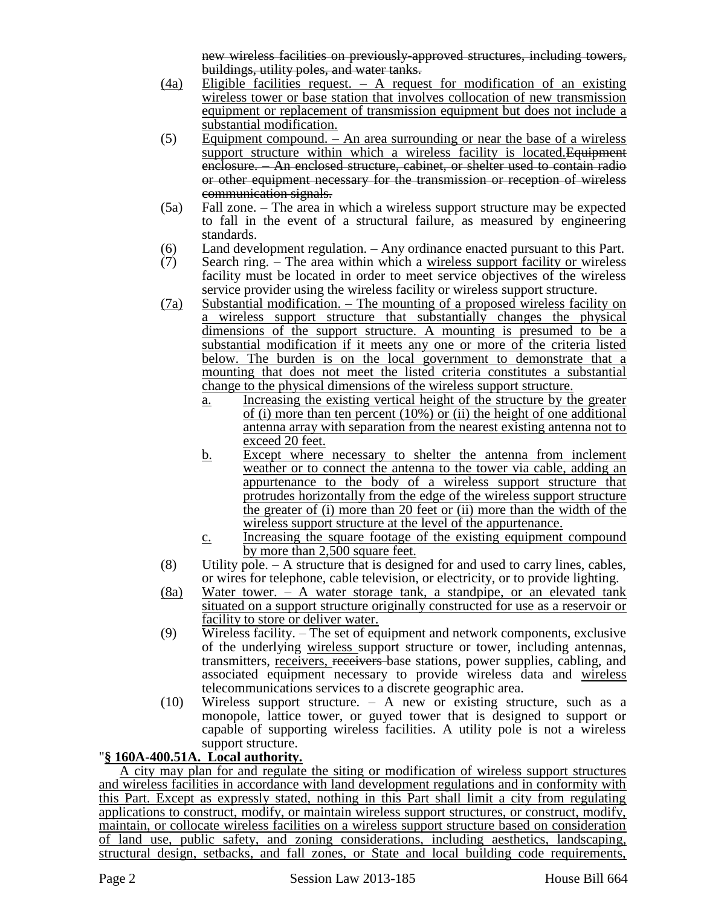new wireless facilities on previously-approved structures, including towers, buildings, utility poles, and water tanks.

(4a) Eligible facilities request. – A request for modification of an existing wireless tower or base station that involves collocation of new transmission equipment or replacement of transmission equipment but does not include a substantial modification.

(5) Equipment compound. – An area surrounding or near the base of a wireless support structure within which a wireless facility is located. Equipment enclosure. – An enclosed structure, cabinet, or shelter used to contain radio or other equipment necessary for the transmission or reception of wireless communication signals.

(5a) Fall zone. – The area in which a wireless support structure may be expected to fall in the event of a structural failure, as measured by engineering standards.

(6) Land development regulation. – Any ordinance enacted pursuant to this Part.

(7) Search ring. – The area within which a wireless support facility or wireless facility must be located in order to meet service objectives of the wireless service provider using the wireless facility or wireless support structure.

(7a) Substantial modification. – The mounting of a proposed wireless facility on a wireless support structure that substantially changes the physical dimensions of the support structure. A mounting is presumed to be a substantial modification if it meets any one or more of the criteria listed below. The burden is on the local government to demonstrate that a mounting that does not meet the listed criteria constitutes a substantial change to the physical dimensions of the wireless support structure.

a. Increasing the existing vertical height of the structure by the greater of (i) more than ten percent (10%) or (ii) the height of one additional antenna array with separation from the nearest existing antenna not to exceed 20 feet.

b. Except where necessary to shelter the antenna from inclement weather or to connect the antenna to the tower via cable, adding an appurtenance to the body of a wireless support structure that protrudes horizontally from the edge of the wireless support structure the greater of (i) more than 20 feet or (ii) more than the width of the wireless support structure at the level of the appurtenance.

c. Increasing the square footage of the existing equipment compound by more than 2,500 square feet.

(8) Utility pole. – A structure that is designed for and used to carry lines, cables, or wires for telephone, cable television, or electricity, or to provide lighting.

(8a) Water tower. – A water storage tank, a standpipe, or an elevated tank situated on a support structure originally constructed for use as a reservoir or facility to store or deliver water.

(9) Wireless facility. – The set of equipment and network components, exclusive of the underlying wireless support structure or tower, including antennas, transmitters, receivers, receivers base stations, power supplies, cabling, and associated equipment necessary to provide wireless data and wireless telecommunications services to a discrete geographic area.

(10) Wireless support structure. – A new or existing structure, such as a monopole, lattice tower, or guyed tower that is designed to support or capable of supporting wireless facilities. A utility pole is not a wireless support structure.

"**§ 160A-400.51A. Local authority.**

A city may plan for and regulate the siting or modification of wireless support structures and wireless facilities in accordance with land development regulations and in conformity with this Part. Except as expressly stated, nothing in this Part shall limit a city from regulating applications to construct, modify, or maintain wireless support structures, or construct, modify, maintain, or collocate wireless facilities on a wireless support structure based on consideration of land use, public safety, and zoning considerations, including aesthetics, landscaping, structural design, setbacks, and fall zones, or State and local building code requirements,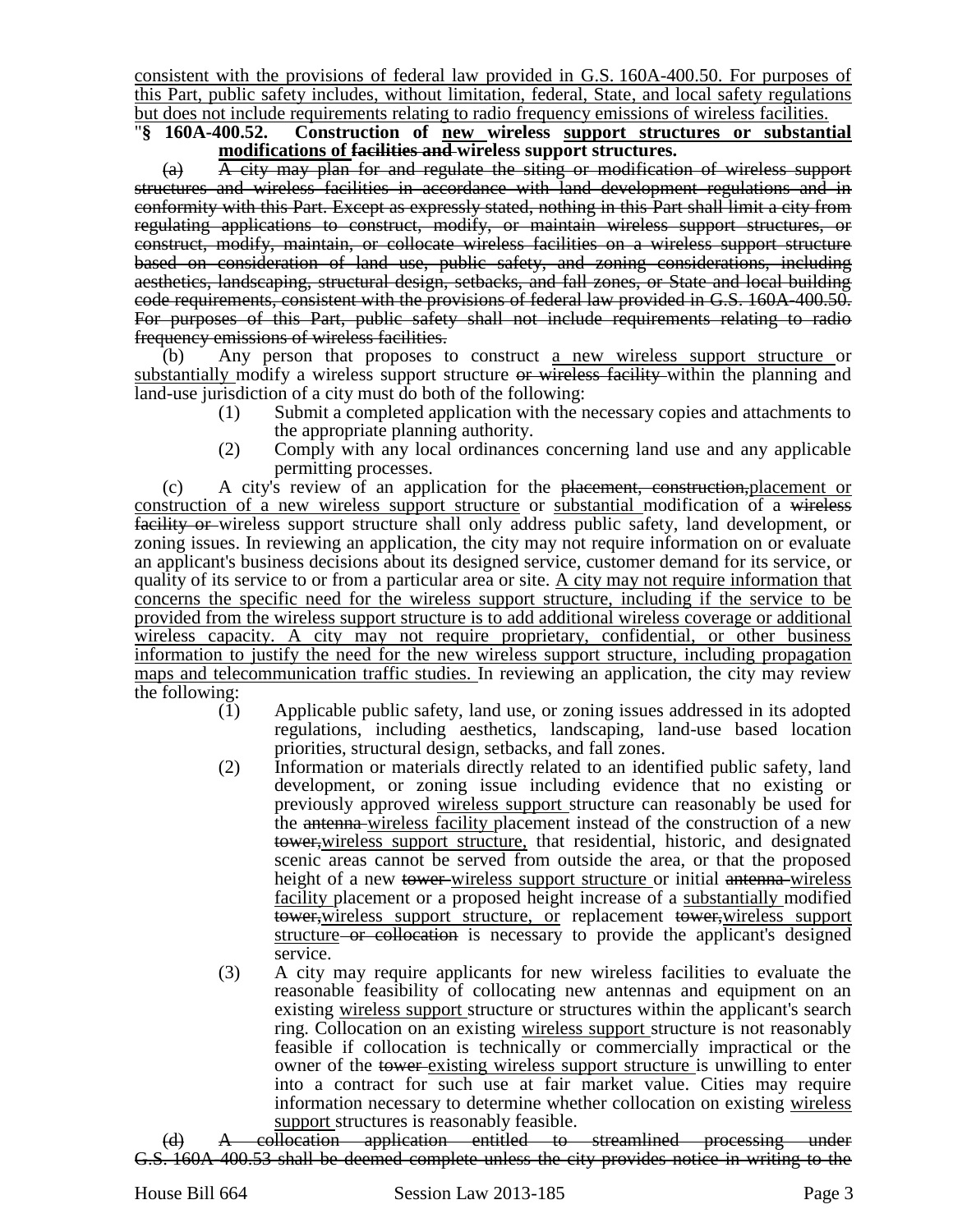<u>consistent with the provisions of federal law provided in G.S. 160A-400.50. For purposes of this Part, public safety includes, without limitation, federal, State, and local safety regulations but does not include requirements relating to radio frequency emissions of wireless facilities.</u>

"**§ 160A-400.52. Construction of <u>new</u> wireless <u>support structures or substantial modifications of</u> ~~facilities and~~ wireless support structures.**

~~(a) A city may plan for and regulate the siting or modification of wireless support structures and wireless facilities in accordance with land development regulations and in conformity with this Part. Except as expressly stated, nothing in this Part shall limit a city from regulating applications to construct, modify, or maintain wireless support structures, or construct, modify, maintain, or collocate wireless facilities on a wireless support structure based on consideration of land use, public safety, and zoning considerations, including aesthetics, landscaping, structural design, setbacks, and fall zones, or State and local building code requirements, consistent with the provisions of federal law provided in G.S. 160A-400.50. For purposes of this Part, public safety shall not include requirements relating to radio frequency emissions of wireless facilities.~~

(b) Any person that proposes to construct <u>a new wireless support structure</u> or <u>substantially</u> modify a wireless support structure ~~or wireless facility~~ within the planning and land-use jurisdiction of a city must do both of the following:

1. (1) Submit a completed application with the necessary copies and attachments to the appropriate planning authority.
2. (2) Comply with any local ordinances concerning land use and any applicable permitting processes.

(c) A city's review of an application for the ~~placement, construction,~~<u>placement or construction of a new wireless support structure</u> or <u>substantial</u> modification of a ~~wireless facility or~~ wireless support structure shall only address public safety, land development, or zoning issues. In reviewing an application, the city may not require information on or evaluate an applicant's business decisions about its designed service, customer demand for its service, or quality of its service to or from a particular area or site. <u>A city may not require information that concerns the specific need for the wireless support structure, including if the service to be provided from the wireless support structure is to add additional wireless coverage or additional wireless capacity. A city may not require proprietary, confidential, or other business information to justify the need for the new wireless support structure, including propagation maps and telecommunication traffic studies.</u> In reviewing an application, the city may review the following:

(1) Applicable public safety, land use, or zoning issues addressed in its adopted regulations, including aesthetics, landscaping, land-use based location priorities, structural design, setbacks, and fall zones.

(2) Information or materials directly related to an identified public safety, land development, or zoning issue including evidence that no existing or previously approved <u>wireless support</u> structure can reasonably be used for the ~~antenna~~ <u>wireless facility</u> placement instead of the construction of a new ~~tower,~~<u>wireless support structure,</u> that residential, historic, and designated scenic areas cannot be served from outside the area, or that the proposed height of a new ~~tower~~ <u>wireless support structure</u> or initial ~~antenna~~ <u>wireless facility</u> placement or a proposed height increase of a <u>substantially</u> modified ~~tower,~~<u>wireless support structure, or</u> replacement ~~tower,~~<u>wireless support structure</u> ~~or collocation~~ is necessary to provide the applicant's designed service.

(3) A city may require applicants for new wireless facilities to evaluate the reasonable feasibility of collocating new antennas and equipment on an existing <u>wireless support</u> structure or structures within the applicant's search ring. Collocation on an existing <u>wireless support</u> structure is not reasonably feasible if collocation is technically or commercially impractical or the owner of the ~~tower~~ <u>existing wireless support structure</u> is unwilling to enter into a contract for such use at fair market value. Cities may require information necessary to determine whether collocation on existing <u>wireless support</u> structures is reasonably feasible.

~~(d) A collocation application entitled to streamlined processing under G.S. 160A-400.53 shall be deemed complete unless the city provides notice in writing to the~~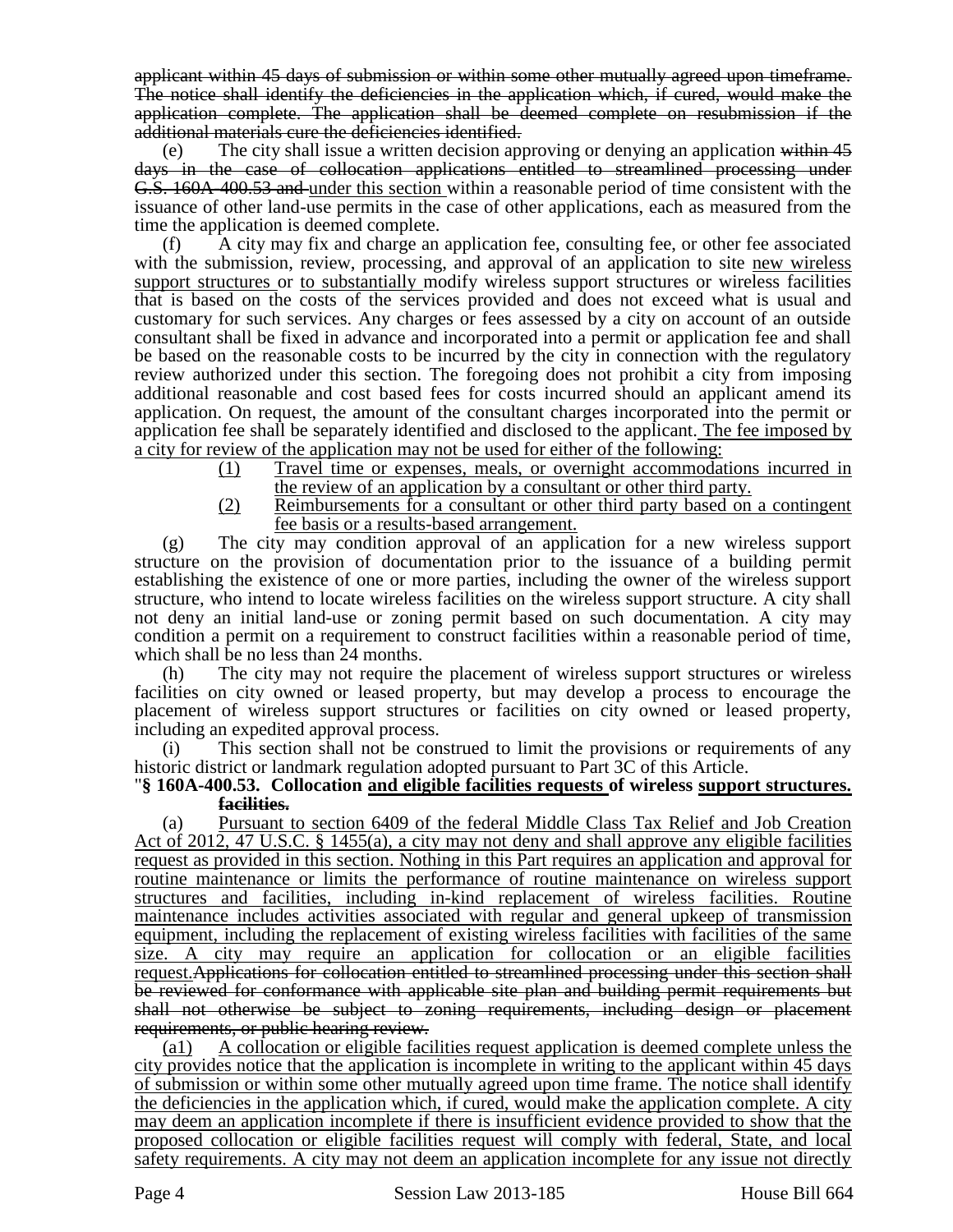~~applicant within 45 days of submission or within some other mutually agreed upon timeframe. The notice shall identify the deficiencies in the application which, if cured, would make the application complete. The application shall be deemed complete on resubmission if the additional materials cure the deficiencies identified.~~

(e) The city shall issue a written decision approving or denying an application ~~within 45 days in the case of collocation applications entitled to streamlined processing under G.S. 160A-400.53 and~~ under this section within a reasonable period of time consistent with the issuance of other land-use permits in the case of other applications, each as measured from the time the application is deemed complete.

(f) A city may fix and charge an application fee, consulting fee, or other fee associated with the submission, review, processing, and approval of an application to site new wireless support structures or to substantially modify wireless support structures or wireless facilities that is based on the costs of the services provided and does not exceed what is usual and customary for such services. Any charges or fees assessed by a city on account of an outside consultant shall be fixed in advance and incorporated into a permit or application fee and shall be based on the reasonable costs to be incurred by the city in connection with the regulatory review authorized under this section. The foregoing does not prohibit a city from imposing additional reasonable and cost based fees for costs incurred should an applicant amend its application. On request, the amount of the consultant charges incorporated into the permit or application fee shall be separately identified and disclosed to the applicant. The fee imposed by a city for review of the application may not be used for either of the following:

(1) Travel time or expenses, meals, or overnight accommodations incurred in the review of an application by a consultant or other third party.

(2) Reimbursements for a consultant or other third party based on a contingent fee basis or a results-based arrangement.

(g) The city may condition approval of an application for a new wireless support structure on the provision of documentation prior to the issuance of a building permit establishing the existence of one or more parties, including the owner of the wireless support structure, who intend to locate wireless facilities on the wireless support structure. A city shall not deny an initial land-use or zoning permit based on such documentation. A city may condition a permit on a requirement to construct facilities within a reasonable period of time, which shall be no less than 24 months.

(h) The city may not require the placement of wireless support structures or wireless facilities on city owned or leased property, but may develop a process to encourage the placement of wireless support structures or facilities on city owned or leased property, including an expedited approval process.

(i) This section shall not be construed to limit the provisions or requirements of any historic district or landmark regulation adopted pursuant to Part 3C of this Article.

"**§ 160A-400.53. Collocation and eligible facilities requests of wireless support structures. ~~facilities.~~**

(a) Pursuant to section 6409 of the federal Middle Class Tax Relief and Job Creation Act of 2012, 47 U.S.C. § 1455(a), a city may not deny and shall approve any eligible facilities request as provided in this section. Nothing in this Part requires an application and approval for routine maintenance or limits the performance of routine maintenance on wireless support structures and facilities, including in-kind replacement of wireless facilities. Routine maintenance includes activities associated with regular and general upkeep of transmission equipment, including the replacement of existing wireless facilities with facilities of the same size. A city may require an application for collocation or an eligible facilities request.~~Applications for collocation entitled to streamlined processing under this section shall be reviewed for conformance with applicable site plan and building permit requirements but shall not otherwise be subject to zoning requirements, including design or placement requirements, or public hearing review.~~

(a1) A collocation or eligible facilities request application is deemed complete unless the city provides notice that the application is incomplete in writing to the applicant within 45 days of submission or within some other mutually agreed upon time frame. The notice shall identify the deficiencies in the application which, if cured, would make the application complete. A city may deem an application incomplete if there is insufficient evidence provided to show that the proposed collocation or eligible facilities request will comply with federal, State, and local safety requirements. A city may not deem an application incomplete for any issue not directly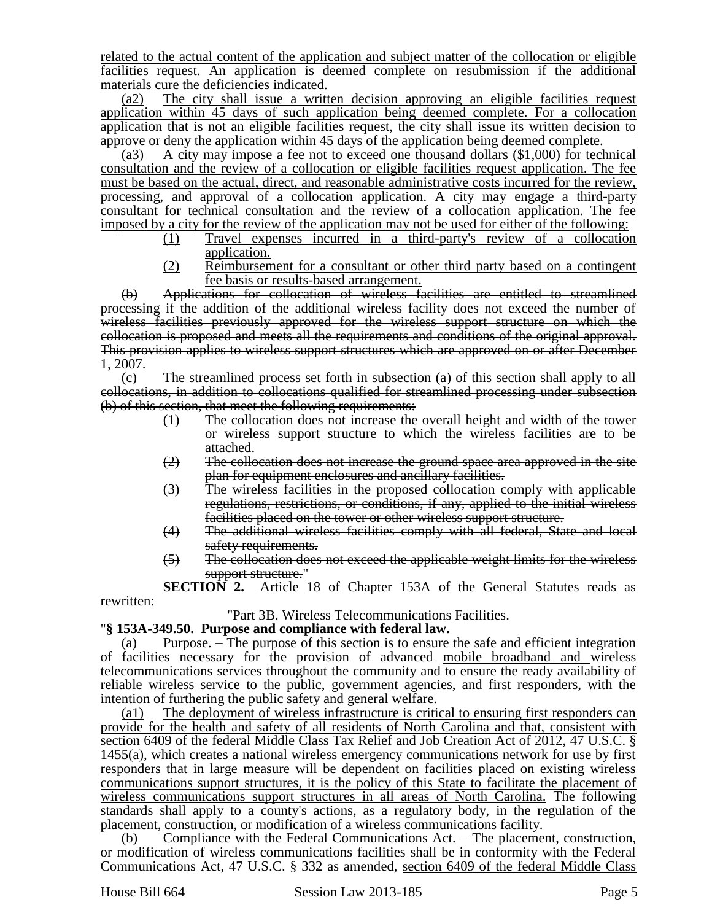related to the actual content of the application and subject matter of the collocation or eligible facilities request. An application is deemed complete on resubmission if the additional materials cure the deficiencies indicated.

(a2) The city shall issue a written decision approving an eligible facilities request application within 45 days of such application being deemed complete. For a collocation application that is not an eligible facilities request, the city shall issue its written decision to approve or deny the application within 45 days of the application being deemed complete.

(a3) A city may impose a fee not to exceed one thousand dollars ($1,000) for technical consultation and the review of a collocation or eligible facilities request application. The fee must be based on the actual, direct, and reasonable administrative costs incurred for the review, processing, and approval of a collocation application. A city may engage a third-party consultant for technical consultation and the review of a collocation application. The fee imposed by a city for the review of the application may not be used for either of the following:

(1) Travel expenses incurred in a third-party's review of a collocation application.

(2) Reimbursement for a consultant or other third party based on a contingent fee basis or results-based arrangement.

~~(b) Applications for collocation of wireless facilities are entitled to streamlined processing if the addition of the additional wireless facility does not exceed the number of wireless facilities previously approved for the wireless support structure on which the collocation is proposed and meets all the requirements and conditions of the original approval. This provision applies to wireless support structures which are approved on or after December 1, 2007.~~

~~(c) The streamlined process set forth in subsection (a) of this section shall apply to all collocations, in addition to collocations qualified for streamlined processing under subsection (b) of this section, that meet the following requirements:~~

~~(1) The collocation does not increase the overall height and width of the tower or wireless support structure to which the wireless facilities are to be attached.~~

~~(2) The collocation does not increase the ground space area approved in the site plan for equipment enclosures and ancillary facilities.~~

~~(3) The wireless facilities in the proposed collocation comply with applicable regulations, restrictions, or conditions, if any, applied to the initial wireless facilities placed on the tower or other wireless support structure.~~

~~(4) The additional wireless facilities comply with all federal, State and local safety requirements.~~

~~(5) The collocation does not exceed the applicable weight limits for the wireless support structure.~~"

**SECTION 2.** Article 18 of Chapter 153A of the General Statutes reads as rewritten:

"Part 3B. Wireless Telecommunications Facilities.

"**§ 153A-349.50. Purpose and compliance with federal law.**

(a) Purpose. – The purpose of this section is to ensure the safe and efficient integration of facilities necessary for the provision of advanced mobile broadband and wireless telecommunications services throughout the community and to ensure the ready availability of reliable wireless service to the public, government agencies, and first responders, with the intention of furthering the public safety and general welfare.

(a1) The deployment of wireless infrastructure is critical to ensuring first responders can provide for the health and safety of all residents of North Carolina and that, consistent with section 6409 of the federal Middle Class Tax Relief and Job Creation Act of 2012, 47 U.S.C. § 1455(a), which creates a national wireless emergency communications network for use by first responders that in large measure will be dependent on facilities placed on existing wireless communications support structures, it is the policy of this State to facilitate the placement of wireless communications support structures in all areas of North Carolina. The following standards shall apply to a county's actions, as a regulatory body, in the regulation of the placement, construction, or modification of a wireless communications facility.

(b) Compliance with the Federal Communications Act. – The placement, construction, or modification of wireless communications facilities shall be in conformity with the Federal Communications Act, 47 U.S.C. § 332 as amended, section 6409 of the federal Middle Class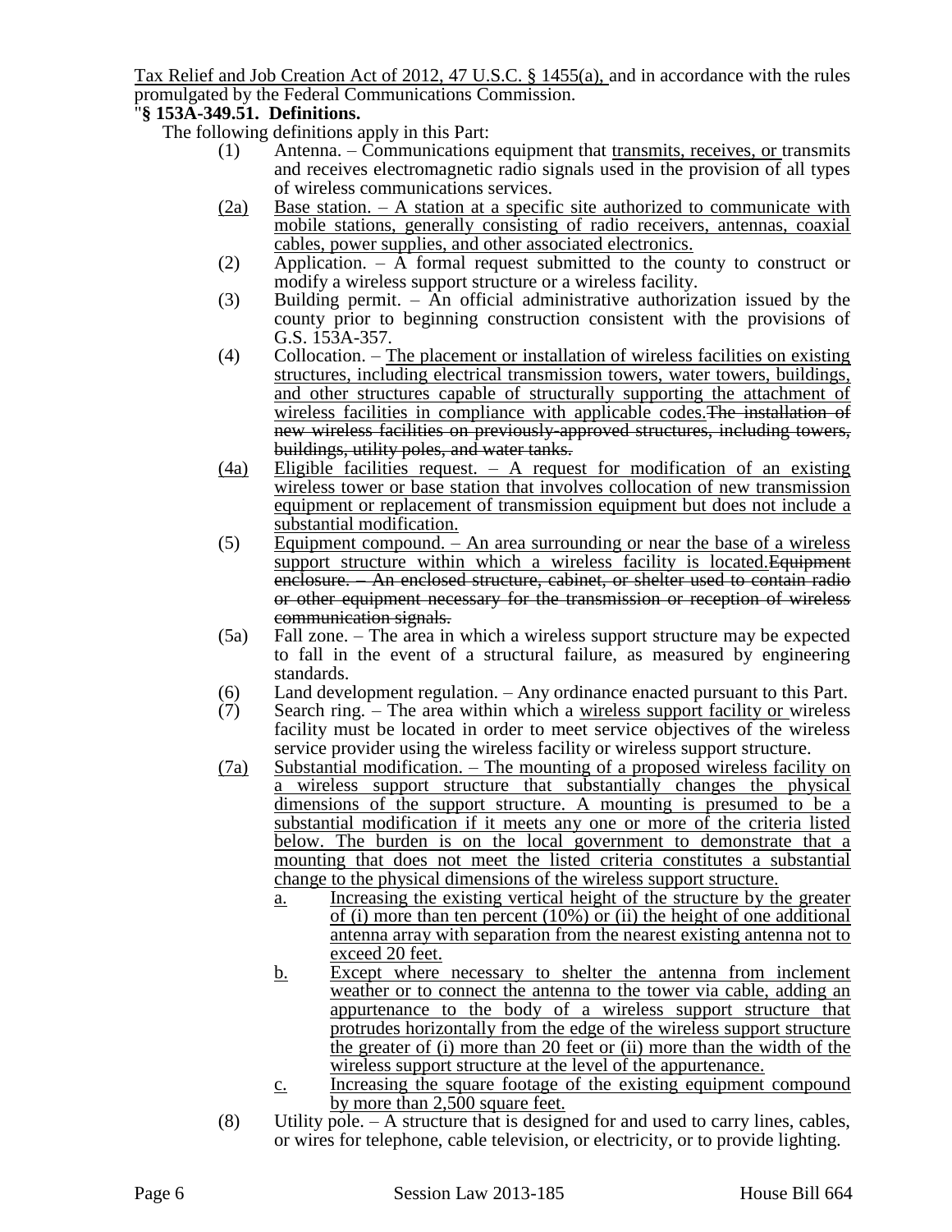Tax Relief and Job Creation Act of 2012, 47 U.S.C. § 1455(a), and in accordance with the rules promulgated by the Federal Communications Commission.

"**§ 153A-349.51. Definitions.**

The following definitions apply in this Part:

(1) Antenna. – Communications equipment that transmits, receives, or transmits and receives electromagnetic radio signals used in the provision of all types of wireless communications services.

(2a) Base station. – A station at a specific site authorized to communicate with mobile stations, generally consisting of radio receivers, antennas, coaxial cables, power supplies, and other associated electronics.

(2) Application. – A formal request submitted to the county to construct or modify a wireless support structure or a wireless facility.

(3) Building permit. – An official administrative authorization issued by the county prior to beginning construction consistent with the provisions of G.S. 153A-357.

(4) Collocation. – The placement or installation of wireless facilities on existing structures, including electrical transmission towers, water towers, buildings, and other structures capable of structurally supporting the attachment of wireless facilities in compliance with applicable codes. ~~The installation of new wireless facilities on previously-approved structures, including towers, buildings, utility poles, and water tanks.~~

(4a) Eligible facilities request. – A request for modification of an existing wireless tower or base station that involves collocation of new transmission equipment or replacement of transmission equipment but does not include a substantial modification.

(5) Equipment compound. – An area surrounding or near the base of a wireless support structure within which a wireless facility is located. ~~Equipment enclosure. – An enclosed structure, cabinet, or shelter used to contain radio or other equipment necessary for the transmission or reception of wireless communication signals.~~

(5a) Fall zone. – The area in which a wireless support structure may be expected to fall in the event of a structural failure, as measured by engineering standards.

(6) Land development regulation. – Any ordinance enacted pursuant to this Part.

(7) Search ring. – The area within which a wireless support facility or wireless facility must be located in order to meet service objectives of the wireless service provider using the wireless facility or wireless support structure.

(7a) Substantial modification. – The mounting of a proposed wireless facility on a wireless support structure that substantially changes the physical dimensions of the support structure. A mounting is presumed to be a substantial modification if it meets any one or more of the criteria listed below. The burden is on the local government to demonstrate that a mounting that does not meet the listed criteria constitutes a substantial change to the physical dimensions of the wireless support structure.

a. Increasing the existing vertical height of the structure by the greater of (i) more than ten percent (10%) or (ii) the height of one additional antenna array with separation from the nearest existing antenna not to exceed 20 feet.

b. Except where necessary to shelter the antenna from inclement weather or to connect the antenna to the tower via cable, adding an appurtenance to the body of a wireless support structure that protrudes horizontally from the edge of the wireless support structure the greater of (i) more than 20 feet or (ii) more than the width of the wireless support structure at the level of the appurtenance.

c. Increasing the square footage of the existing equipment compound by more than 2,500 square feet.

(8) Utility pole. – A structure that is designed for and used to carry lines, cables, or wires for telephone, cable television, or electricity, or to provide lighting.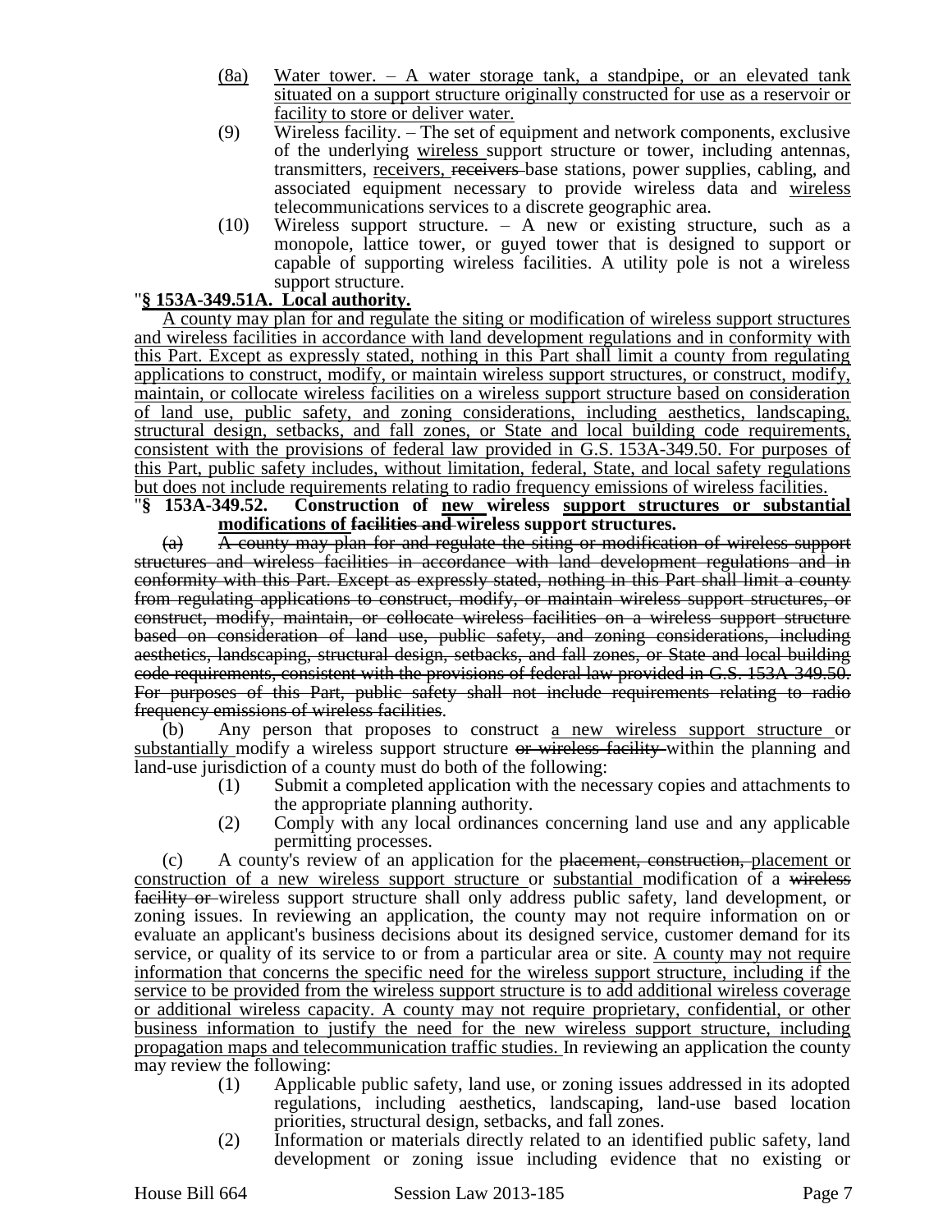(8a) Water tower. – A water storage tank, a standpipe, or an elevated tank situated on a support structure originally constructed for use as a reservoir or facility to store or deliver water.

(9) Wireless facility. – The set of equipment and network components, exclusive of the underlying wireless support structure or tower, including antennas, transmitters, receivers, receivers base stations, power supplies, cabling, and associated equipment necessary to provide wireless data and wireless telecommunications services to a discrete geographic area.

(10) Wireless support structure. – A new or existing structure, such as a monopole, lattice tower, or guyed tower that is designed to support or capable of supporting wireless facilities. A utility pole is not a wireless support structure.

"**§ 153A-349.51A. Local authority.**

A county may plan for and regulate the siting or modification of wireless support structures and wireless facilities in accordance with land development regulations and in conformity with this Part. Except as expressly stated, nothing in this Part shall limit a county from regulating applications to construct, modify, or maintain wireless support structures, or construct, modify, maintain, or collocate wireless facilities on a wireless support structure based on consideration of land use, public safety, and zoning considerations, including aesthetics, landscaping, structural design, setbacks, and fall zones, or State and local building code requirements, consistent with the provisions of federal law provided in G.S. 153A-349.50. For purposes of this Part, public safety includes, without limitation, federal, State, and local safety regulations but does not include requirements relating to radio frequency emissions of wireless facilities.

"**§ 153A-349.52. Construction of new wireless support structures or substantial modifications of facilities and wireless support structures.**

(a) A county may plan for and regulate the siting or modification of wireless support structures and wireless facilities in accordance with land development regulations and in conformity with this Part. Except as expressly stated, nothing in this Part shall limit a county from regulating applications to construct, modify, or maintain wireless support structures, or construct, modify, maintain, or collocate wireless facilities on a wireless support structure based on consideration of land use, public safety, and zoning considerations, including aesthetics, landscaping, structural design, setbacks, and fall zones, or State and local building code requirements, consistent with the provisions of federal law provided in G.S. 153A-349.50. For purposes of this Part, public safety shall not include requirements relating to radio frequency emissions of wireless facilities.

(b) Any person that proposes to construct a new wireless support structure or substantially modify a wireless support structure or wireless facility within the planning and land-use jurisdiction of a county must do both of the following:

(1) Submit a completed application with the necessary copies and attachments to the appropriate planning authority.

(2) Comply with any local ordinances concerning land use and any applicable permitting processes.

(c) A county's review of an application for the placement, construction, placement or construction of a new wireless support structure or substantial modification of a wireless facility or wireless support structure shall only address public safety, land development, or zoning issues. In reviewing an application, the county may not require information on or evaluate an applicant's business decisions about its designed service, customer demand for its service, or quality of its service to or from a particular area or site. A county may not require information that concerns the specific need for the wireless support structure, including if the service to be provided from the wireless support structure is to add additional wireless coverage or additional wireless capacity. A county may not require proprietary, confidential, or other business information to justify the need for the new wireless support structure, including propagation maps and telecommunication traffic studies. In reviewing an application the county may review the following:

(1) Applicable public safety, land use, or zoning issues addressed in its adopted regulations, including aesthetics, landscaping, land-use based location priorities, structural design, setbacks, and fall zones.

(2) Information or materials directly related to an identified public safety, land development or zoning issue including evidence that no existing or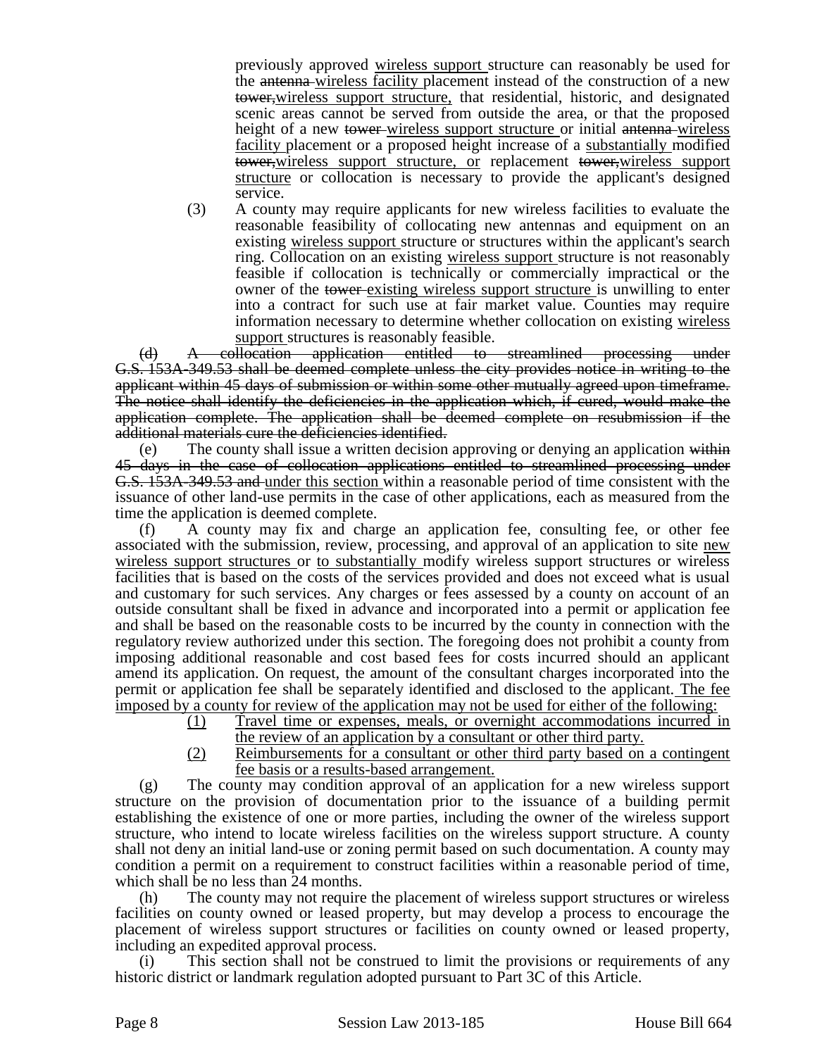previously approved <u>wireless support</u> structure can reasonably be used for the ~~antenna~~ <u>wireless facility</u> placement instead of the construction of a new ~~tower,~~<u>wireless support structure,</u> that residential, historic, and designated scenic areas cannot be served from outside the area, or that the proposed height of a new ~~tower~~ <u>wireless support structure</u> or initial ~~antenna~~ <u>wireless facility</u> placement or a proposed height increase of a <u>substantially</u> modified ~~tower,~~<u>wireless support structure, or</u> replacement ~~tower,~~<u>wireless support structure</u> or collocation is necessary to provide the applicant's designed service.

(3) A county may require applicants for new wireless facilities to evaluate the reasonable feasibility of collocating new antennas and equipment on an existing <u>wireless support</u> structure or structures within the applicant's search ring. Collocation on an existing <u>wireless support</u> structure is not reasonably feasible if collocation is technically or commercially impractical or the owner of the ~~tower~~ <u>existing wireless support structure</u> is unwilling to enter into a contract for such use at fair market value. Counties may require information necessary to determine whether collocation on existing <u>wireless support</u> structures is reasonably feasible.

~~(d) A collocation application entitled to streamlined processing under G.S. 153A-349.53 shall be deemed complete unless the city provides notice in writing to the applicant within 45 days of submission or within some other mutually agreed upon timeframe. The notice shall identify the deficiencies in the application which, if cured, would make the application complete. The application shall be deemed complete on resubmission if the additional materials cure the deficiencies identified.~~

(e) The county shall issue a written decision approving or denying an application ~~within 45 days in the case of collocation applications entitled to streamlined processing under G.S. 153A-349.53 and~~ <u>under this section</u> within a reasonable period of time consistent with the issuance of other land-use permits in the case of other applications, each as measured from the time the application is deemed complete.

(f) A county may fix and charge an application fee, consulting fee, or other fee associated with the submission, review, processing, and approval of an application to site <u>new wireless support structures</u> or <u>to substantially</u> modify wireless support structures or wireless facilities that is based on the costs of the services provided and does not exceed what is usual and customary for such services. Any charges or fees assessed by a county on account of an outside consultant shall be fixed in advance and incorporated into a permit or application fee and shall be based on the reasonable costs to be incurred by the county in connection with the regulatory review authorized under this section. The foregoing does not prohibit a county from imposing additional reasonable and cost based fees for costs incurred should an applicant amend its application. On request, the amount of the consultant charges incorporated into the permit or application fee shall be separately identified and disclosed to the applicant. <u>The fee imposed by a county for review of the application may not be used for either of the following:</u>

<u>(1) Travel time or expenses, meals, or overnight accommodations incurred in the review of an application by a consultant or other third party.</u>

<u>(2) Reimbursements for a consultant or other third party based on a contingent fee basis or a results-based arrangement.</u>

(g) The county may condition approval of an application for a new wireless support structure on the provision of documentation prior to the issuance of a building permit establishing the existence of one or more parties, including the owner of the wireless support structure, who intend to locate wireless facilities on the wireless support structure. A county shall not deny an initial land-use or zoning permit based on such documentation. A county may condition a permit on a requirement to construct facilities within a reasonable period of time, which shall be no less than 24 months.

(h) The county may not require the placement of wireless support structures or wireless facilities on county owned or leased property, but may develop a process to encourage the placement of wireless support structures or facilities on county owned or leased property, including an expedited approval process.

(i) This section shall not be construed to limit the provisions or requirements of any historic district or landmark regulation adopted pursuant to Part 3C of this Article.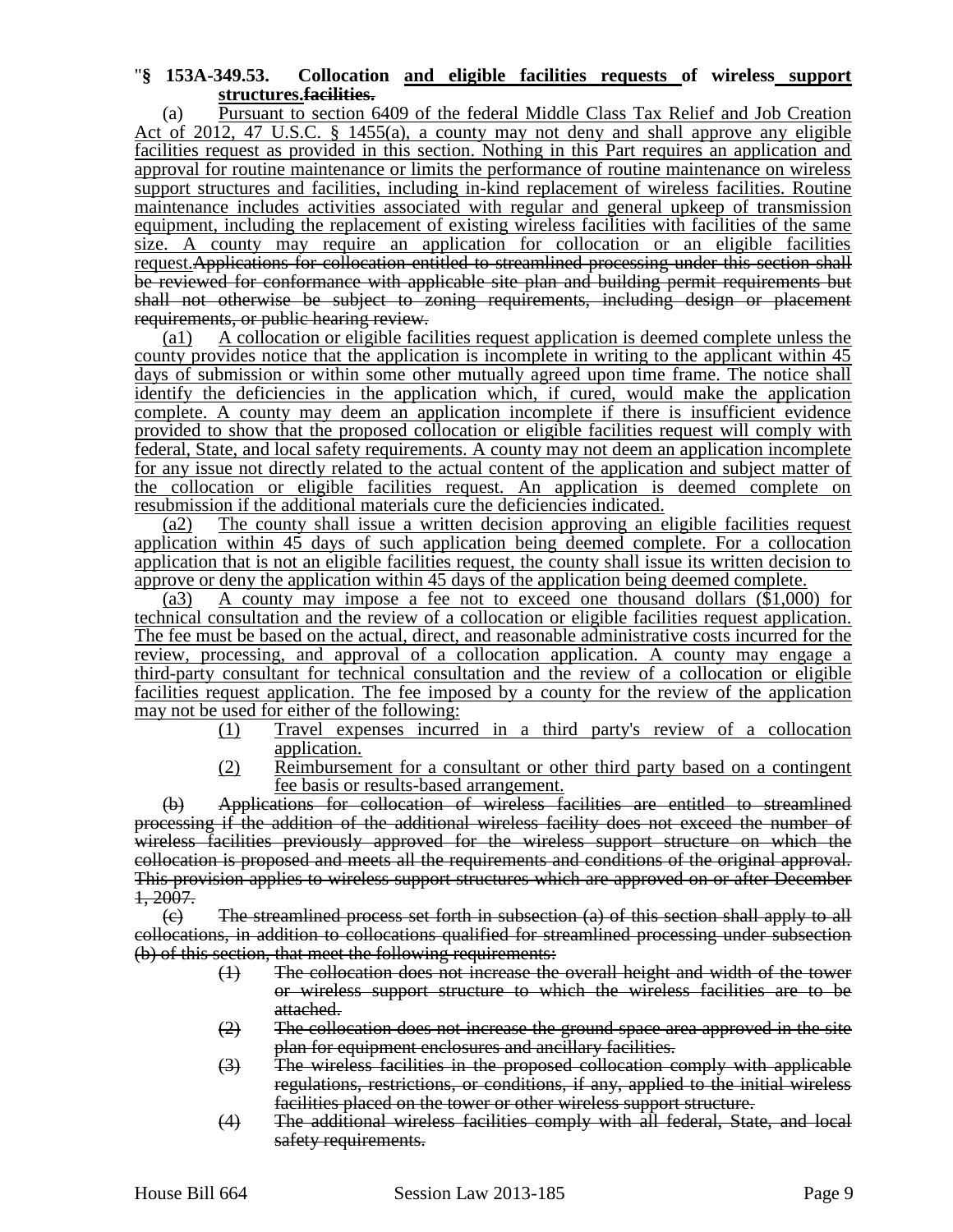"**§ 153A-349.53. Collocation and eligible facilities requests of wireless support structures.facilities.**

(a) Pursuant to section 6409 of the federal Middle Class Tax Relief and Job Creation Act of 2012, 47 U.S.C. § 1455(a), a county may not deny and shall approve any eligible facilities request as provided in this section. Nothing in this Part requires an application and approval for routine maintenance or limits the performance of routine maintenance on wireless support structures and facilities, including in-kind replacement of wireless facilities. Routine maintenance includes activities associated with regular and general upkeep of transmission equipment, including the replacement of existing wireless facilities with facilities of the same size. A county may require an application for collocation or an eligible facilities request.Applications for collocation entitled to streamlined processing under this section shall be reviewed for conformance with applicable site plan and building permit requirements but shall not otherwise be subject to zoning requirements, including design or placement requirements, or public hearing review.

(a1) A collocation or eligible facilities request application is deemed complete unless the county provides notice that the application is incomplete in writing to the applicant within 45 days of submission or within some other mutually agreed upon time frame. The notice shall identify the deficiencies in the application which, if cured, would make the application complete. A county may deem an application incomplete if there is insufficient evidence provided to show that the proposed collocation or eligible facilities request will comply with federal, State, and local safety requirements. A county may not deem an application incomplete for any issue not directly related to the actual content of the application and subject matter of the collocation or eligible facilities request. An application is deemed complete on resubmission if the additional materials cure the deficiencies indicated.

(a2) The county shall issue a written decision approving an eligible facilities request application within 45 days of such application being deemed complete. For a collocation application that is not an eligible facilities request, the county shall issue its written decision to approve or deny the application within 45 days of the application being deemed complete.

(a3) A county may impose a fee not to exceed one thousand dollars ($1,000) for technical consultation and the review of a collocation or eligible facilities request application. The fee must be based on the actual, direct, and reasonable administrative costs incurred for the review, processing, and approval of a collocation application. A county may engage a third-party consultant for technical consultation and the review of a collocation or eligible facilities request application. The fee imposed by a county for the review of the application may not be used for either of the following:

(1) Travel expenses incurred in a third party's review of a collocation application.

(2) Reimbursement for a consultant or other third party based on a contingent fee basis or results-based arrangement.

(b) Applications for collocation of wireless facilities are entitled to streamlined processing if the addition of the additional wireless facility does not exceed the number of wireless facilities previously approved for the wireless support structure on which the collocation is proposed and meets all the requirements and conditions of the original approval. This provision applies to wireless support structures which are approved on or after December 1, 2007.

(c) The streamlined process set forth in subsection (a) of this section shall apply to all collocations, in addition to collocations qualified for streamlined processing under subsection (b) of this section, that meet the following requirements:

(1) The collocation does not increase the overall height and width of the tower or wireless support structure to which the wireless facilities are to be attached.

(2) The collocation does not increase the ground space area approved in the site plan for equipment enclosures and ancillary facilities.

(3) The wireless facilities in the proposed collocation comply with applicable regulations, restrictions, or conditions, if any, applied to the initial wireless facilities placed on the tower or other wireless support structure.

(4) The additional wireless facilities comply with all federal, State, and local safety requirements.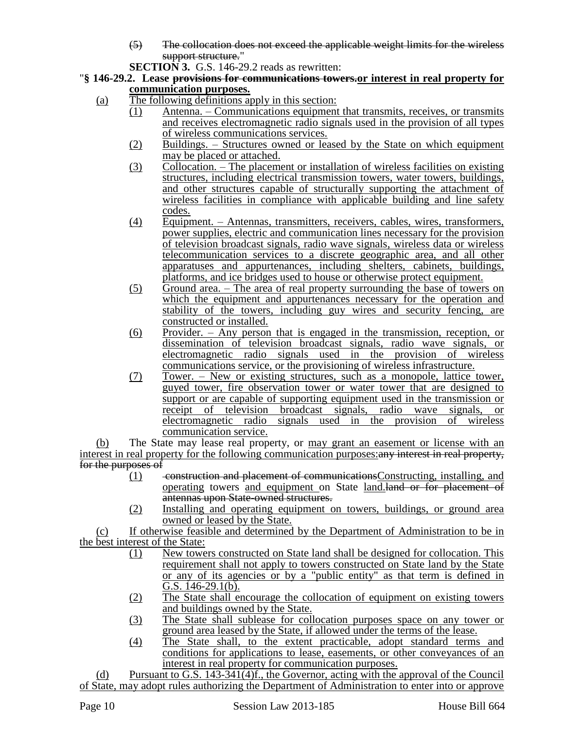(5) ~~The collocation does not exceed the applicable weight limits for the wireless support structure.~~"

**SECTION 3.** G.S. 146-29.2 reads as rewritten:

"**§ 146-29.2. Lease ~~provisions for communications towers.~~<u>or interest in real property for communication purposes.</u>**

<u>(a) The following definitions apply in this section:</u>

<u>(1) Antenna. – Communications equipment that transmits, receives, or transmits and receives electromagnetic radio signals used in the provision of all types of wireless communications services.</u>

<u>(2) Buildings. – Structures owned or leased by the State on which equipment may be placed or attached.</u>

<u>(3) Collocation. – The placement or installation of wireless facilities on existing structures, including electrical transmission towers, water towers, buildings, and other structures capable of structurally supporting the attachment of wireless facilities in compliance with applicable building and line safety codes.</u>

<u>(4) Equipment. – Antennas, transmitters, receivers, cables, wires, transformers, power supplies, electric and communication lines necessary for the provision of television broadcast signals, radio wave signals, wireless data or wireless telecommunication services to a discrete geographic area, and all other apparatuses and appurtenances, including shelters, cabinets, buildings, platforms, and ice bridges used to house or otherwise protect equipment.</u>

<u>(5) Ground area. – The area of real property surrounding the base of towers on which the equipment and appurtenances necessary for the operation and stability of the towers, including guy wires and security fencing, are constructed or installed.</u>

<u>(6) Provider. – Any person that is engaged in the transmission, reception, or dissemination of television broadcast signals, radio wave signals, or electromagnetic radio signals used in the provision of wireless communications service, or the provisioning of wireless infrastructure.</u>

<u>(7) Tower. – New or existing structures, such as a monopole, lattice tower, guyed tower, fire observation tower or water tower that are designed to support or are capable of supporting equipment used in the transmission or receipt of television broadcast signals, radio wave signals, or electromagnetic radio signals used in the provision of wireless communication service.</u>

<u>(b)</u> The State may lease real property, or <u>may grant an easement or license with an interest in real property for the following communication purposes:</u>~~any interest in real property, for the purposes of~~

<u>(1)</u> ~~construction and placement of communications~~<u>Constructing, installing, and operating</u> towers <u>and equipment</u> on State <u>land.</u>~~land or for placement of antennas upon State-owned structures.~~

<u>(2) Installing and operating equipment on towers, buildings, or ground area owned or leased by the State.</u>

<u>(c) If otherwise feasible and determined by the Department of Administration to be in the best interest of the State:</u>

<u>(1) New towers constructed on State land shall be designed for collocation. This requirement shall not apply to towers constructed on State land by the State or any of its agencies or by a "public entity" as that term is defined in G.S. 146-29.1(b).</u>

<u>(2) The State shall encourage the collocation of equipment on existing towers and buildings owned by the State.</u>

<u>(3) The State shall sublease for collocation purposes space on any tower or ground area leased by the State, if allowed under the terms of the lease.</u>

<u>(4) The State shall, to the extent practicable, adopt standard terms and conditions for applications to lease, easements, or other conveyances of an interest in real property for communication purposes.</u>

<u>(d) Pursuant to G.S. 143-341(4)f., the Governor, acting with the approval of the Council of State, may adopt rules authorizing the Department of Administration to enter into or approve</u>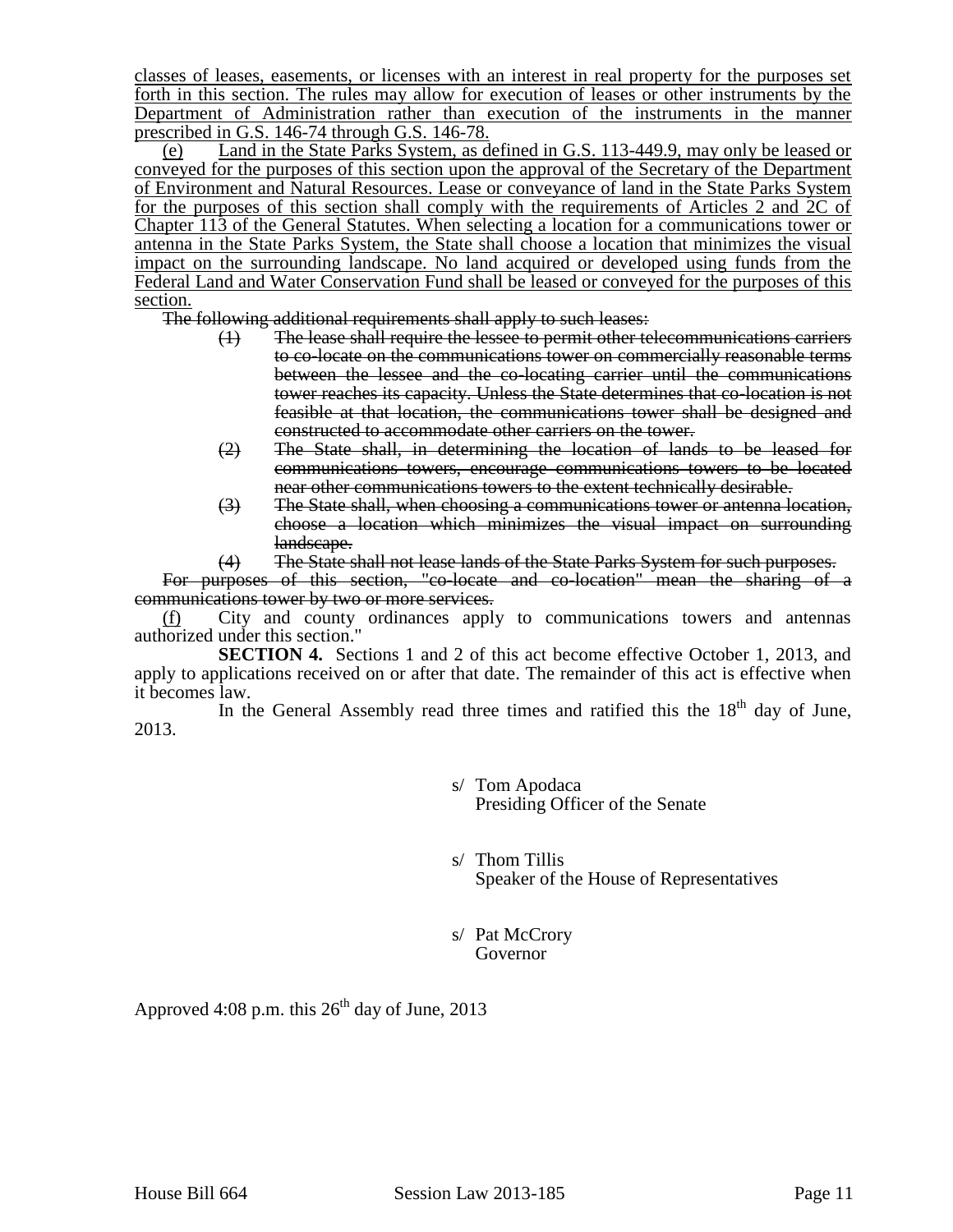classes of leases, easements, or licenses with an interest in real property for the purposes set forth in this section. The rules may allow for execution of leases or other instruments by the Department of Administration rather than execution of the instruments in the manner prescribed in G.S. 146-74 through G.S. 146-78.

(e) Land in the State Parks System, as defined in G.S. 113-449.9, may only be leased or conveyed for the purposes of this section upon the approval of the Secretary of the Department of Environment and Natural Resources. Lease or conveyance of land in the State Parks System for the purposes of this section shall comply with the requirements of Articles 2 and 2C of Chapter 113 of the General Statutes. When selecting a location for a communications tower or antenna in the State Parks System, the State shall choose a location that minimizes the visual impact on the surrounding landscape. No land acquired or developed using funds from the Federal Land and Water Conservation Fund shall be leased or conveyed for the purposes of this section.

~~The following additional requirements shall apply to such leases:~~

~~(1) The lease shall require the lessee to permit other telecommunications carriers to co-locate on the communications tower on commercially reasonable terms between the lessee and the co-locating carrier until the communications tower reaches its capacity. Unless the State determines that co-location is not feasible at that location, the communications tower shall be designed and constructed to accommodate other carriers on the tower.~~

~~(2) The State shall, in determining the location of lands to be leased for communications towers, encourage communications towers to be located near other communications towers to the extent technically desirable.~~

~~(3) The State shall, when choosing a communications tower or antenna location, choose a location which minimizes the visual impact on surrounding landscape.~~

~~(4) The State shall not lease lands of the State Parks System for such purposes.~~

~~For purposes of this section, "co-locate and co-location" mean the sharing of a communications tower by two or more services.~~

(f) City and county ordinances apply to communications towers and antennas authorized under this section."

**SECTION 4.** Sections 1 and 2 of this act become effective October 1, 2013, and apply to applications received on or after that date. The remainder of this act is effective when it becomes law.

In the General Assembly read three times and ratified this the 18th day of June, 2013.

s/ Tom Apodaca
Presiding Officer of the Senate

s/ Thom Tillis
Speaker of the House of Representatives

s/ Pat McCrory
Governor

Approved 4:08 p.m. this 26th day of June, 2013